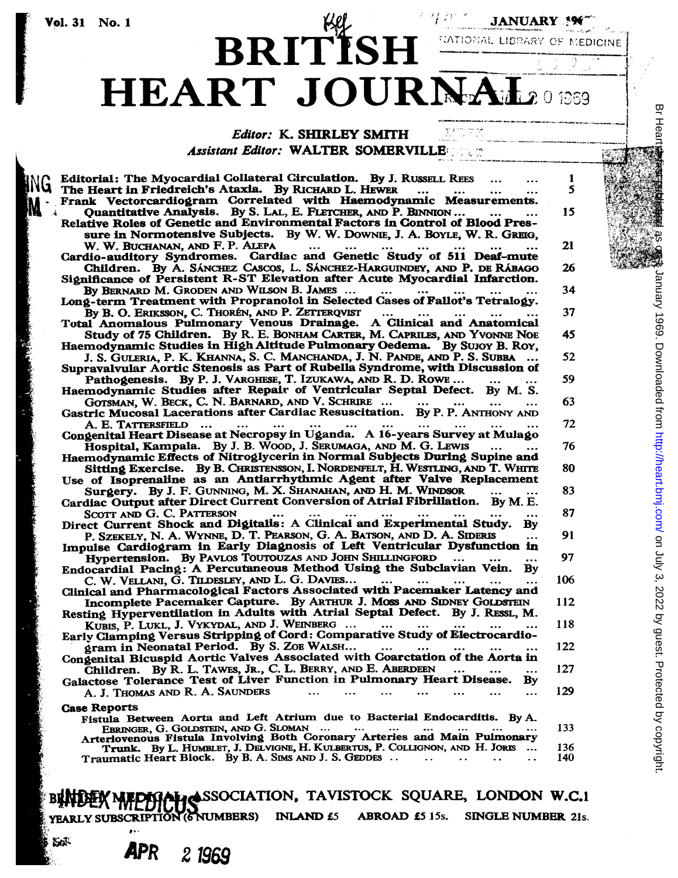# BRITISH HEART JOURNAL

*Editor:* K. SHIRLEY SMITH

*Assistant Editor:* WALTER SOMERVILLE

| | |
|---|---|
| **Editorial: The Myocardial Collateral Circulation.** By J. RUSSELL REES | 1 |
| **The Heart in Friedreich's Ataxia.** By RICHARD L. HEWER | 5 |
| **Frank Vectorcardiogram Correlated with Haemodynamic Measurements. Quantitative Analysis.** By S. LAL, E. FLETCHER, AND P. BINNION | 15 |
| **Relative Roles of Genetic and Environmental Factors in Control of Blood Pressure in Normotensive Subjects.** By W. W. DOWNIE, J. A. BOYLE, W. R. GREIG, W. W. BUCHANAN, AND F. P. ALEPA | 21 |
| **Cardio-auditory Syndromes. Cardiac and Genetic Study of 511 Deaf-mute Children.** By A. SÁNCHEZ CASCOS, L. SÁNCHEZ-HARGUINDEY, AND P. DE RÁBAGO | 26 |
| **Significance of Persistent R-ST Elevation after Acute Myocardial Infarction.** By BERNARD M. GRODEN AND WILSON B. JAMES | 34 |
| **Long-term Treatment with Propranolol in Selected Cases of Fallot's Tetralogy.** By B. O. ERIKSSON, C. THORÉN, AND P. ZETTERQVIST | 37 |
| **Total Anomalous Pulmonary Venous Drainage. A Clinical and Anatomical Study of 75 Children.** By R. E. BONHAM CARTER, M. CAPRILES, AND YVONNE NOE | 45 |
| **Haemodynamic Studies in High Altitude Pulmonary Oedema.** By SUJOY B. ROY, J. S. GULERIA, P. K. KHANNA, S. C. MANCHANDA, J. N. PANDE, AND P. S. SUBBA | 52 |
| **Supravalvular Aortic Stenosis as Part of Rubella Syndrome, with Discussion of Pathogenesis.** By P. J. VARGHESE, T. IZUKAWA, AND R. D. ROWE | 59 |
| **Haemodynamic Studies after Repair of Ventricular Septal Defect.** By M. S. GOTSMAN, W. BECK, C. N. BARNARD, AND V. SCHRIRE | 63 |
| **Gastric Mucosal Lacerations after Cardiac Resuscitation.** By P. P. ANTHONY AND A. E. TATTERSFIELD | 72 |
| **Congenital Heart Disease at Necropsy in Uganda. A 16-years Survey at Mulago Hospital, Kampala.** By J. B. WOOD, J. SERUMAGA, AND M. G. LEWIS | 76 |
| **Haemodynamic Effects of Nitroglycerin in Normal Subjects During Supine and Sitting Exercise.** By B. CHRISTENSSON, I. NORDENFELT, H. WESTLING, AND T. WHITE | 80 |
| **Use of Isoprenaline as an Antiarrhythmic Agent after Valve Replacement Surgery.** By J. F. GUNNING, M. X. SHANAHAN, AND H. M. WINDSOR | 83 |
| **Cardiac Output after Direct Current Conversion of Atrial Fibrillation.** By M. E. SCOTT AND G. C. PATTERSON | 87 |
| **Direct Current Shock and Digitalis: A Clinical and Experimental Study.** By P. SZEKELY, N. A. WYNNE, D. T. PEARSON, G. A. BATSON, AND D. A. SIDERIS | 91 |
| **Impulse Cardiogram in Early Diagnosis of Left Ventricular Dysfunction in Hypertension.** By PAVLOS TOUTOUZAS AND JOHN SHILLINGFORD | 97 |
| **Endocardial Pacing: A Percutaneous Method Using the Subclavian Vein.** By C. W. VELLANI, G. TILDESLEY, AND L. G. DAVIES | 106 |
| **Clinical and Pharmacological Factors Associated with Pacemaker Latency and Incomplete Pacemaker Capture.** By ARTHUR J. MOSS AND SIDNEY GOLDSTEIN | 112 |
| **Resting Hyperventilation in Adults with Atrial Septal Defect.** By J. RESSL, M. KUBIS, P. LUKL, J. VYKYDAL, AND J. WEINBERG | 118 |
| **Early Clamping Versus Stripping of Cord: Comparative Study of Electrocardiogram in Neonatal Period.** By S. ZOE WALSH | 122 |
| **Congenital Bicuspid Aortic Valves Associated with Coarctation of the Aorta in Children.** By R. L. TAWES, JR., C. L. BERRY, AND E. ABERDEEN | 127 |
| **Galactose Tolerance Test of Liver Function in Pulmonary Heart Disease.** By A. J. THOMAS AND R. A. SAUNDERS | 129 |

## Case Reports

| | |
|---|---|
| **Fistula Between Aorta and Left Atrium due to Bacterial Endocarditis.** By A. EBRINGER, G. GOLDSTEIN, AND G. SLOMAN | 133 |
| **Arteriovenous Fistula Involving Both Coronary Arteries and Main Pulmonary Trunk.** By L. HUMBLET, J. DELVIGNE, H. KULBERTUS, P. COLLIGNON, AND H. JORIS | 136 |
| **Traumatic Heart Block.** By B. A. SIMS AND J. S. GEDDES | 140 |

BRITISH MEDICAL ASSOCIATION, TAVISTOCK SQUARE, LONDON W.C.1

YEARLY SUBSCRIPTION (6 NUMBERS) INLAND £5 ABROAD £5 15s. SINGLE NUMBER 21s.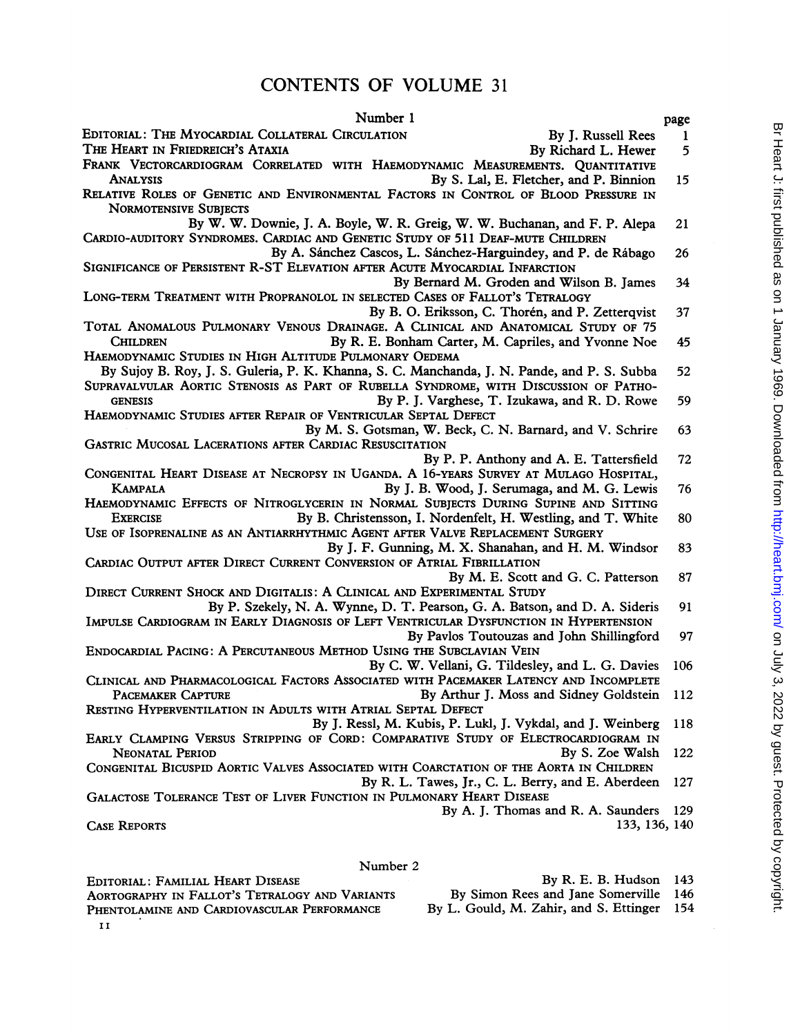# CONTENTS OF VOLUME 31

## Number 1

| | page |
|---|---|
| EDITORIAL: THE MYOCARDIAL COLLATERAL CIRCULATION — By J. Russell Rees | 1 |
| THE HEART IN FRIEDREICH'S ATAXIA — By Richard L. Hewer | 5 |
| FRANK VECTORCARDIOGRAM CORRELATED WITH HAEMODYNAMIC MEASUREMENTS. QUANTITATIVE ANALYSIS — By S. Lal, E. Fletcher, and P. Binnion | 15 |
| RELATIVE ROLES OF GENETIC AND ENVIRONMENTAL FACTORS IN CONTROL OF BLOOD PRESSURE IN NORMOTENSIVE SUBJECTS — By W. W. Downie, J. A. Boyle, W. R. Greig, W. W. Buchanan, and F. P. Alepa | 21 |
| CARDIO-AUDITORY SYNDROMES. CARDIAC AND GENETIC STUDY OF 511 DEAF-MUTE CHILDREN — By A. Sánchez Cascos, L. Sánchez-Harguindey, and P. de Rábago | 26 |
| SIGNIFICANCE OF PERSISTENT R-ST ELEVATION AFTER ACUTE MYOCARDIAL INFARCTION — By Bernard M. Groden and Wilson B. James | 34 |
| LONG-TERM TREATMENT WITH PROPRANOLOL IN SELECTED CASES OF FALLOT'S TETRALOGY — By B. O. Eriksson, C. Thorén, and P. Zetterqvist | 37 |
| TOTAL ANOMALOUS PULMONARY VENOUS DRAINAGE. A CLINICAL AND ANATOMICAL STUDY OF 75 CHILDREN — By R. E. Bonham Carter, M. Capriles, and Yvonne Noe | 45 |
| HAEMODYNAMIC STUDIES IN HIGH ALTITUDE PULMONARY OEDEMA — By Sujoy B. Roy, J. S. Guleria, P. K. Khanna, S. C. Manchanda, J. N. Pande, and P. S. Subba | 52 |
| SUPRAVALVULAR AORTIC STENOSIS AS PART OF RUBELLA SYNDROME, WITH DISCUSSION OF PATHOGENESIS — By P. J. Varghese, T. Izukawa, and R. D. Rowe | 59 |
| HAEMODYNAMIC STUDIES AFTER REPAIR OF VENTRICULAR SEPTAL DEFECT — By M. S. Gotsman, W. Beck, C. N. Barnard, and V. Schrire | 63 |
| GASTRIC MUCOSAL LACERATIONS AFTER CARDIAC RESUSCITATION — By P. P. Anthony and A. E. Tattersfield | 72 |
| CONGENITAL HEART DISEASE AT NECROPSY IN UGANDA. A 16-YEARS SURVEY AT MULAGO HOSPITAL, KAMPALA — By J. B. Wood, J. Serumaga, and M. G. Lewis | 76 |
| HAEMODYNAMIC EFFECTS OF NITROGLYCERIN IN NORMAL SUBJECTS DURING SUPINE AND SITTING EXERCISE — By B. Christensson, I. Nordenfelt, H. Westling, and T. White | 80 |
| USE OF ISOPRENALINE AS AN ANTIARRHYTHMIC AGENT AFTER VALVE REPLACEMENT SURGERY — By J. F. Gunning, M. X. Shanahan, and H. M. Windsor | 83 |
| CARDIAC OUTPUT AFTER DIRECT CURRENT CONVERSION OF ATRIAL FIBRILLATION — By M. E. Scott and G. C. Patterson | 87 |
| DIRECT CURRENT SHOCK AND DIGITALIS: A CLINICAL AND EXPERIMENTAL STUDY — By P. Szekely, N. A. Wynne, D. T. Pearson, G. A. Batson, and D. A. Sideris | 91 |
| IMPULSE CARDIOGRAM IN EARLY DIAGNOSIS OF LEFT VENTRICULAR DYSFUNCTION IN HYPERTENSION — By Pavlos Toutouzas and John Shillingford | 97 |
| ENDOCARDIAL PACING: A PERCUTANEOUS METHOD USING THE SUBCLAVIAN VEIN — By C. W. Vellani, G. Tildesley, and L. G. Davies | 106 |
| CLINICAL AND PHARMACOLOGICAL FACTORS ASSOCIATED WITH PACEMAKER LATENCY AND INCOMPLETE PACEMAKER CAPTURE — By Arthur J. Moss and Sidney Goldstein | 112 |
| RESTING HYPERVENTILATION IN ADULTS WITH ATRIAL SEPTAL DEFECT — By J. Ressl, M. Kubis, P. Lukl, J. Vykdal, and J. Weinberg | 118 |
| EARLY CLAMPING VERSUS STRIPPING OF CORD: COMPARATIVE STUDY OF ELECTROCARDIOGRAM IN NEONATAL PERIOD — By S. Zoe Walsh | 122 |
| CONGENITAL BICUSPID AORTIC VALVES ASSOCIATED WITH COARCTATION OF THE AORTA IN CHILDREN — By R. L. Tawes, Jr., C. L. Berry, and E. Aberdeen | 127 |
| GALACTOSE TOLERANCE TEST OF LIVER FUNCTION IN PULMONARY HEART DISEASE — By A. J. Thomas and R. A. Saunders | 129 |
| CASE REPORTS | 133, 136, 140 |

## Number 2

| | |
|---|---|
| EDITORIAL: FAMILIAL HEART DISEASE — By R. E. B. Hudson | 143 |
| AORTOGRAPHY IN FALLOT'S TETRALOGY AND VARIANTS — By Simon Rees and Jane Somerville | 146 |
| PHENTOLAMINE AND CARDIOVASCULAR PERFORMANCE — By L. Gould, M. Zahir, and S. Ettinger | 154 |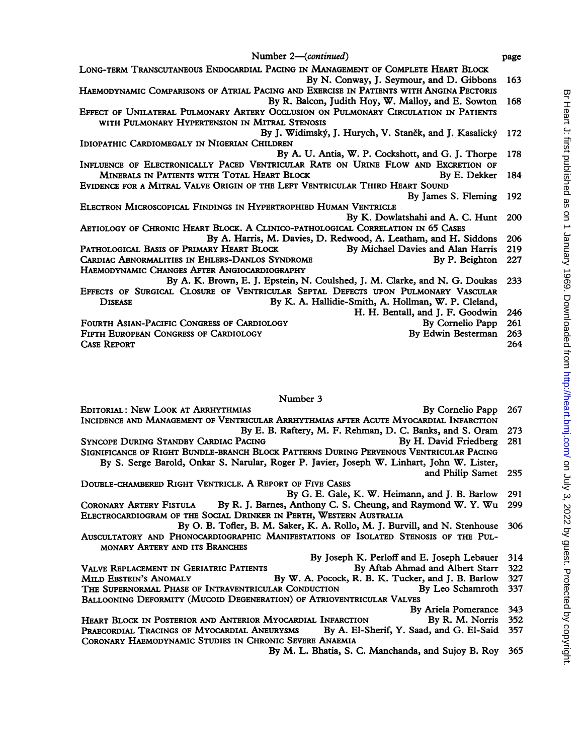## Number 2—(*continued*)

| | page |
|---|---|
| LONG-TERM TRANSCUTANEOUS ENDOCARDIAL PACING IN MANAGEMENT OF COMPLETE HEART BLOCK By N. Conway, J. Seymour, and D. Gibbons | 163 |
| HAEMODYNAMIC COMPARISONS OF ATRIAL PACING AND EXERCISE IN PATIENTS WITH ANGINA PECTORIS By R. Balcon, Judith Hoy, W. Malloy, and E. Sowton | 168 |
| EFFECT OF UNILATERAL PULMONARY ARTERY OCCLUSION ON PULMONARY CIRCULATION IN PATIENTS WITH PULMONARY HYPERTENSION IN MITRAL STENOSIS By J. Widimský, J. Hurych, V. Staněk, and J. Kasalický | 172 |
| IDIOPATHIC CARDIOMEGALY IN NIGERIAN CHILDREN By A. U. Antia, W. P. Cockshott, and G. J. Thorpe | 178 |
| INFLUENCE OF ELECTRONICALLY PACED VENTRICULAR RATE ON URINE FLOW AND EXCRETION OF MINERALS IN PATIENTS WITH TOTAL HEART BLOCK By E. Dekker | 184 |
| EVIDENCE FOR A MITRAL VALVE ORIGIN OF THE LEFT VENTRICULAR THIRD HEART SOUND By James S. Fleming | 192 |
| ELECTRON MICROSCOPICAL FINDINGS IN HYPERTROPHIED HUMAN VENTRICLE By K. Dowlatshahi and A. C. Hunt | 200 |
| AETIOLOGY OF CHRONIC HEART BLOCK. A CLINICO-PATHOLOGICAL CORRELATION IN 65 CASES By A. Harris, M. Davies, D. Redwood, A. Leatham, and H. Siddons | 206 |
| PATHOLOGICAL BASIS OF PRIMARY HEART BLOCK By Michael Davies and Alan Harris | 219 |
| CARDIAC ABNORMALITIES IN EHLERS-DANLOS SYNDROME By P. Beighton | 227 |
| HAEMODYNAMIC CHANGES AFTER ANGIOCARDIOGRAPHY By A. K. Brown, E. J. Epstein, N. Coulshed, J. M. Clarke, and N. G. Doukas | 233 |
| EFFECTS OF SURGICAL CLOSURE OF VENTRICULAR SEPTAL DEFECTS UPON PULMONARY VASCULAR DISEASE By K. A. Hallidie-Smith, A. Hollman, W. P. Cleland, H. H. Bentall, and J. F. Goodwin | 246 |
| FOURTH ASIAN-PACIFIC CONGRESS OF CARDIOLOGY By Cornelio Papp | 261 |
| FIFTH EUROPEAN CONGRESS OF CARDIOLOGY By Edwin Besterman | 263 |
| CASE REPORT | 264 |

## Number 3

| | |
|---|---|
| EDITORIAL: NEW LOOK AT ARRHYTHMIAS By Cornelio Papp | 267 |
| INCIDENCE AND MANAGEMENT OF VENTRICULAR ARRHYTHMIAS AFTER ACUTE MYOCARDIAL INFARCTION By E. B. Raftery, M. F. Rehman, D. C. Banks, and S. Oram | 273 |
| SYNCOPE DURING STANDBY CARDIAC PACING By H. David Friedberg | 281 |
| SIGNIFICANCE OF RIGHT BUNDLE-BRANCH BLOCK PATTERNS DURING PERVENOUS VENTRICULAR PACING By S. Serge Barold, Onkar S. Narular, Roger P. Javier, Joseph W. Linhart, John W. Lister, and Philip Samet | 285 |
| DOUBLE-CHAMBERED RIGHT VENTRICLE. A REPORT OF FIVE CASES By G. E. Gale, K. W. Heimann, and J. B. Barlow | 291 |
| CORONARY ARTERY FISTULA By R. J. Barnes, Anthony C. S. Cheung, and Raymond W. Y. Wu | 299 |
| ELECTROCARDIOGRAM OF THE SOCIAL DRINKER IN PERTH, WESTERN AUSTRALIA By O. B. Tofler, B. M. Saker, K. A. Rollo, M. J. Burvill, and N. Stenhouse | 306 |
| AUSCULTATORY AND PHONOCARDIOGRAPHIC MANIFESTATIONS OF ISOLATED STENOSIS OF THE PULMONARY ARTERY AND ITS BRANCHES By Joseph K. Perloff and E. Joseph Lebauer | 314 |
| VALVE REPLACEMENT IN GERIATRIC PATIENTS By Aftab Ahmad and Albert Starr | 322 |
| MILD EBSTEIN'S ANOMALY By W. A. Pocock, R. B. K. Tucker, and J. B. Barlow | 327 |
| THE SUPERNORMAL PHASE OF INTRAVENTRICULAR CONDUCTION By Leo Schamroth | 337 |
| BALLOONING DEFORMITY (MUCOID DEGENERATION) OF ATRIOVENTRICULAR VALVES By Ariela Pomerance | 343 |
| HEART BLOCK IN POSTERIOR AND ANTERIOR MYOCARDIAL INFARCTION By R. M. Norris | 352 |
| PRAECORDIAL TRACINGS OF MYOCARDIAL ANEURYSMS By A. El-Sherif, Y. Saad, and G. El-Said | 357 |
| CORONARY HAEMODYNAMIC STUDIES IN CHRONIC SEVERE ANAEMIA By M. L. Bhatia, S. C. Manchanda, and Sujoy B. Roy | 365 |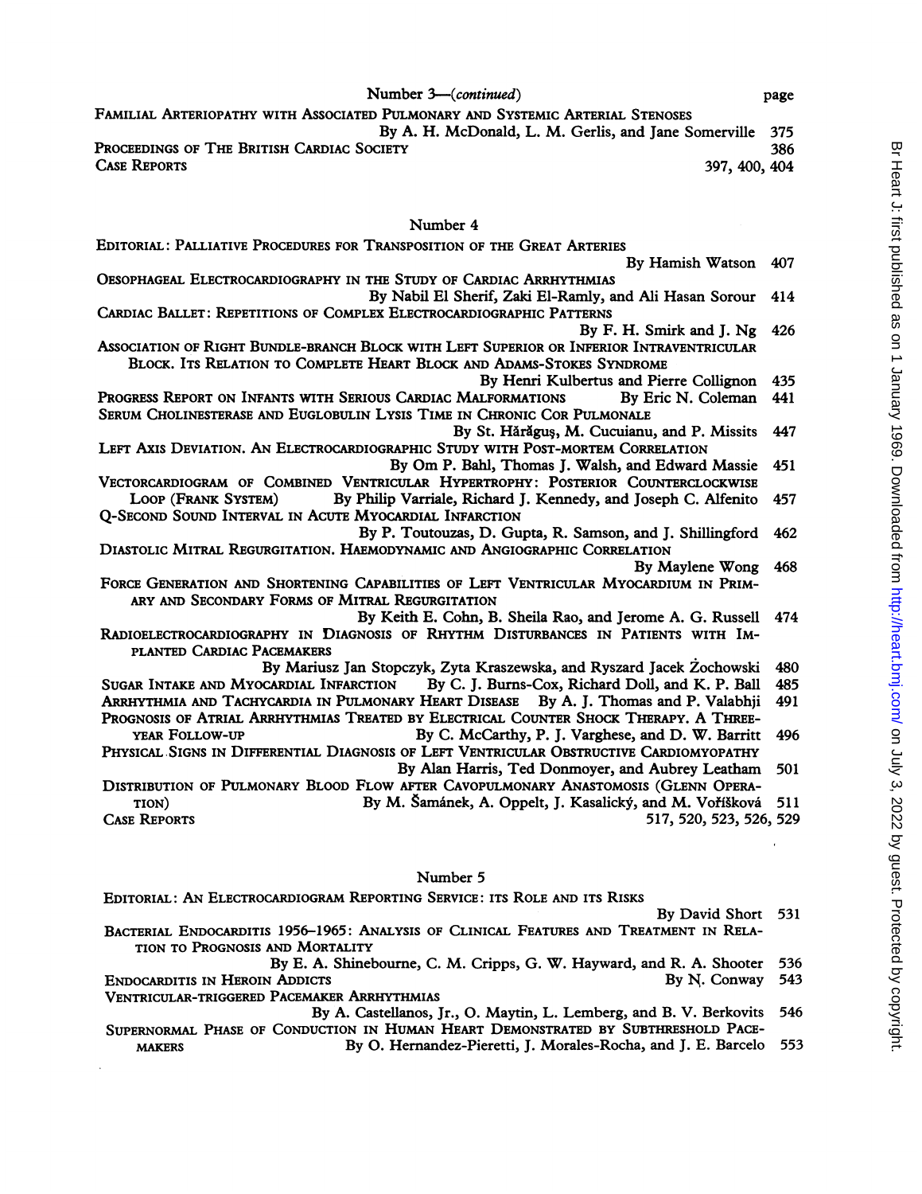Number 3—(*continued*) page

Familial Arteriopathy with Associated Pulmonary and Systemic Arterial Stenoses
By A. H. McDonald, L. M. Gerlis, and Jane Somerville 375

Proceedings of The British Cardiac Society 386

Case Reports 397, 400, 404

## Number 4

Editorial: Palliative Procedures for Transposition of the Great Arteries
By Hamish Watson 407

Oesophageal Electrocardiography in the Study of Cardiac Arrhythmias
By Nabil El Sherif, Zaki El-Ramly, and Ali Hasan Sorour 414

Cardiac Ballet: Repetitions of Complex Electrocardiographic Patterns
By F. H. Smirk and J. Ng 426

Association of Right Bundle-branch Block with Left Superior or Inferior Intraventricular Block. Its Relation to Complete Heart Block and Adams-Stokes Syndrome
By Henri Kulbertus and Pierre Collignon 435

Progress Report on Infants with Serious Cardiac Malformations By Eric N. Coleman 441

Serum Cholinesterase and Euglobulin Lysis Time in Chronic Cor Pulmonale
By St. Hărăguş, M. Cucuianu, and P. Missits 447

Left Axis Deviation. An Electrocardiographic Study with Post-mortem Correlation
By Om P. Bahl, Thomas J. Walsh, and Edward Massie 451

Vectorcardiogram of Combined Ventricular Hypertrophy: Posterior Counterclockwise Loop (Frank System) By Philip Varriale, Richard J. Kennedy, and Joseph C. Alfenito 457

Q-Second Sound Interval in Acute Myocardial Infarction
By P. Toutouzas, D. Gupta, R. Samson, and J. Shillingford 462

Diastolic Mitral Regurgitation. Haemodynamic and Angiographic Correlation
By Maylene Wong 468

Force Generation and Shortening Capabilities of Left Ventricular Myocardium in Primary and Secondary Forms of Mitral Regurgitation
By Keith E. Cohn, B. Sheila Rao, and Jerome A. G. Russell 474

Radioelectrocardiography in Diagnosis of Rhythm Disturbances in Patients with Implanted Cardiac Pacemakers
By Mariusz Jan Stopczyk, Zyta Kraszewska, and Ryszard Jacek Żochowski 480

Sugar Intake and Myocardial Infarction By C. J. Burns-Cox, Richard Doll, and K. P. Ball 485

Arrhythmia and Tachycardia in Pulmonary Heart Disease By A. J. Thomas and P. Valabhji 491

Prognosis of Atrial Arrhythmias Treated by Electrical Counter Shock Therapy. A Three-year Follow-up By C. McCarthy, P. J. Varghese, and D. W. Barritt 496

Physical Signs in Differential Diagnosis of Left Ventricular Obstructive Cardiomyopathy
By Alan Harris, Ted Donmoyer, and Aubrey Leatham 501

Distribution of Pulmonary Blood Flow after Cavopulmonary Anastomosis (Glenn Operation) By M. Šamánek, A. Oppelt, J. Kasalický, and M. Voříšková 511

Case Reports 517, 520, 523, 526, 529

## Number 5

Editorial: An Electrocardiogram Reporting Service: its Role and its Risks
By David Short 531

Bacterial Endocarditis 1956–1965: Analysis of Clinical Features and Treatment in Relation to Prognosis and Mortality
By E. A. Shinebourne, C. M. Cripps, G. W. Hayward, and R. A. Shooter 536

Endocarditis in Heroin Addicts By N. Conway 543

Ventricular-triggered Pacemaker Arrhythmias
By A. Castellanos, Jr., O. Maytin, L. Lemberg, and B. V. Berkovits 546

Supernormal Phase of Conduction in Human Heart Demonstrated by Subthreshold Pacemakers By O. Hernandez-Pieretti, J. Morales-Rocha, and J. E. Barcelo 553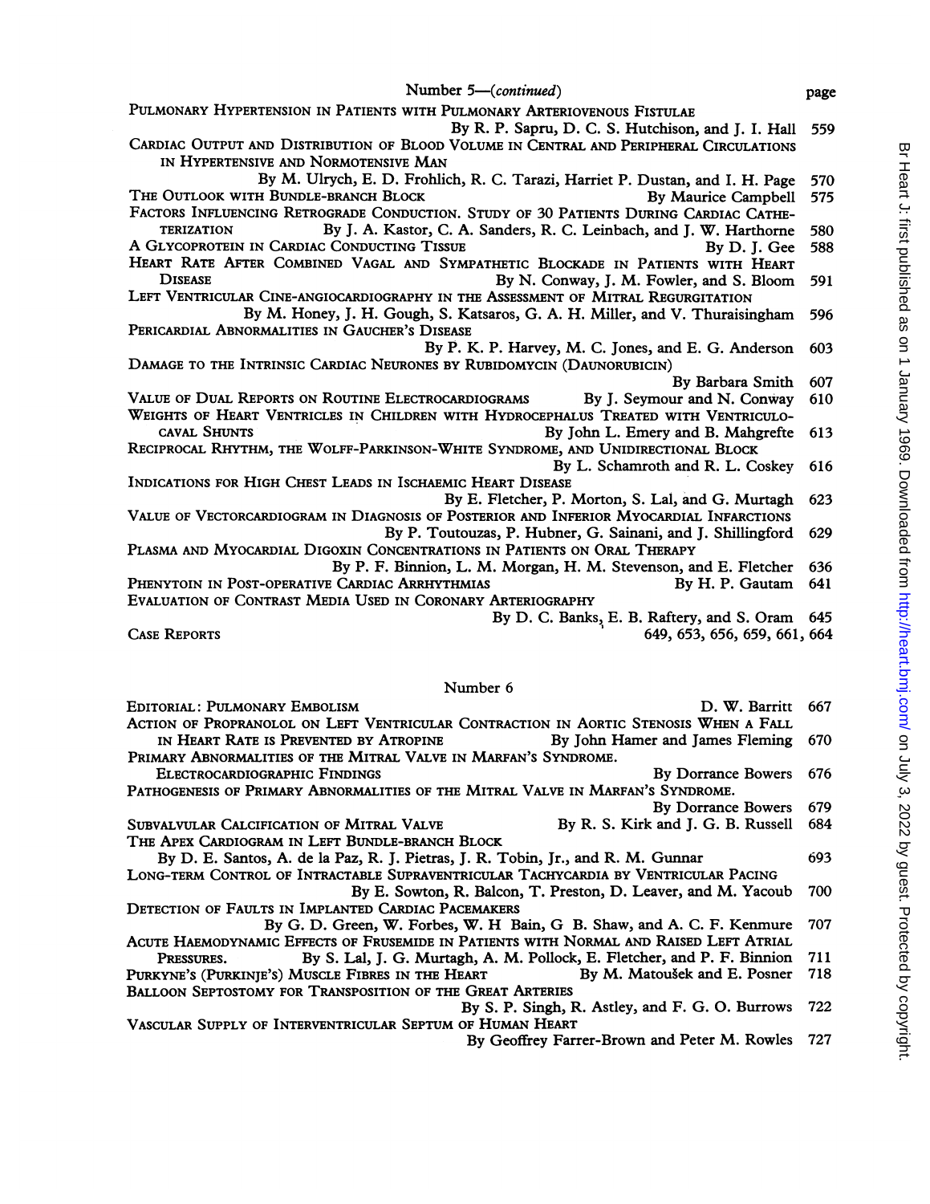## Number 5—*(continued)*

| | page |
|---|---|
| PULMONARY HYPERTENSION IN PATIENTS WITH PULMONARY ARTERIOVENOUS FISTULAE By R. P. Sapru, D. C. S. Hutchison, and J. I. Hall | 559 |
| CARDIAC OUTPUT AND DISTRIBUTION OF BLOOD VOLUME IN CENTRAL AND PERIPHERAL CIRCULATIONS IN HYPERTENSIVE AND NORMOTENSIVE MAN By M. Ulrych, E. D. Frohlich, R. C. Tarazi, Harriet P. Dustan, and I. H. Page | 570 |
| THE OUTLOOK WITH BUNDLE-BRANCH BLOCK By Maurice Campbell | 575 |
| FACTORS INFLUENCING RETROGRADE CONDUCTION. STUDY OF 30 PATIENTS DURING CARDIAC CATHETERIZATION By J. A. Kastor, C. A. Sanders, R. C. Leinbach, and J. W. Harthorne | 580 |
| A GLYCOPROTEIN IN CARDIAC CONDUCTING TISSUE By D. J. Gee | 588 |
| HEART RATE AFTER COMBINED VAGAL AND SYMPATHETIC BLOCKADE IN PATIENTS WITH HEART DISEASE By N. Conway, J. M. Fowler, and S. Bloom | 591 |
| LEFT VENTRICULAR CINE-ANGIOCARDIOGRAPHY IN THE ASSESSMENT OF MITRAL REGURGITATION By M. Honey, J. H. Gough, S. Katsaros, G. A. H. Miller, and V. Thuraisingham | 596 |
| PERICARDIAL ABNORMALITIES IN GAUCHER'S DISEASE By P. K. P. Harvey, M. C. Jones, and E. G. Anderson | 603 |
| DAMAGE TO THE INTRINSIC CARDIAC NEURONES BY RUBIDOMYCIN (DAUNORUBICIN) By Barbara Smith | 607 |
| VALUE OF DUAL REPORTS ON ROUTINE ELECTROCARDIOGRAMS By J. Seymour and N. Conway | 610 |
| WEIGHTS OF HEART VENTRICLES IN CHILDREN WITH HYDROCEPHALUS TREATED WITH VENTRICULO-CAVAL SHUNTS By John L. Emery and B. Mahgrefte | 613 |
| RECIPROCAL RHYTHM, THE WOLFF-PARKINSON-WHITE SYNDROME, AND UNIDIRECTIONAL BLOCK By L. Schamroth and R. L. Coskey | 616 |
| INDICATIONS FOR HIGH CHEST LEADS IN ISCHAEMIC HEART DISEASE By E. Fletcher, P. Morton, S. Lal, and G. Murtagh | 623 |
| VALUE OF VECTORCARDIOGRAM IN DIAGNOSIS OF POSTERIOR AND INFERIOR MYOCARDIAL INFARCTIONS By P. Toutouzas, P. Hubner, G. Sainani, and J. Shillingford | 629 |
| PLASMA AND MYOCARDIAL DIGOXIN CONCENTRATIONS IN PATIENTS ON ORAL THERAPY By P. F. Binnion, L. M. Morgan, H. M. Stevenson, and E. Fletcher | 636 |
| PHENYTOIN IN POST-OPERATIVE CARDIAC ARRHYTHMIAS By H. P. Gautam | 641 |
| EVALUATION OF CONTRAST MEDIA USED IN CORONARY ARTERIOGRAPHY By D. C. Banks, E. B. Raftery, and S. Oram | 645 |
| CASE REPORTS | 649, 653, 656, 659, 661, 664 |

## Number 6

| | |
|---|---|
| EDITORIAL: PULMONARY EMBOLISM D. W. Barritt | 667 |
| ACTION OF PROPRANOLOL ON LEFT VENTRICULAR CONTRACTION IN AORTIC STENOSIS WHEN A FALL IN HEART RATE IS PREVENTED BY ATROPINE By John Hamer and James Fleming | 670 |
| PRIMARY ABNORMALITIES OF THE MITRAL VALVE IN MARFAN'S SYNDROME. ELECTROCARDIOGRAPHIC FINDINGS By Dorrance Bowers | 676 |
| PATHOGENESIS OF PRIMARY ABNORMALITIES OF THE MITRAL VALVE IN MARFAN'S SYNDROME. By Dorrance Bowers | 679 |
| SUBVALVULAR CALCIFICATION OF MITRAL VALVE By R. S. Kirk and J. G. B. Russell | 684 |
| THE APEX CARDIOGRAM IN LEFT BUNDLE-BRANCH BLOCK By D. E. Santos, A. de la Paz, R. J. Pietras, J. R. Tobin, Jr., and R. M. Gunnar | 693 |
| LONG-TERM CONTROL OF INTRACTABLE SUPRAVENTRICULAR TACHYCARDIA BY VENTRICULAR PACING By E. Sowton, R. Balcon, T. Preston, D. Leaver, and M. Yacoub | 700 |
| DETECTION OF FAULTS IN IMPLANTED CARDIAC PACEMAKERS By G. D. Green, W. Forbes, W. H Bain, G B. Shaw, and A. C. F. Kenmure | 707 |
| ACUTE HAEMODYNAMIC EFFECTS OF FRUSEMIDE IN PATIENTS WITH NORMAL AND RAISED LEFT ATRIAL PRESSURES. By S. Lal, J. G. Murtagh, A. M. Pollock, E. Fletcher, and P. F. Binnion | 711 |
| PURKYNE'S (PURKINJE'S) MUSCLE FIBRES IN THE HEART By M. Matoušek and E. Posner | 718 |
| BALLOON SEPTOSTOMY FOR TRANSPOSITION OF THE GREAT ARTERIES By S. P. Singh, R. Astley, and F. G. O. Burrows | 722 |
| VASCULAR SUPPLY OF INTERVENTRICULAR SEPTUM OF HUMAN HEART By Geoffrey Farrer-Brown and Peter M. Rowles | 727 |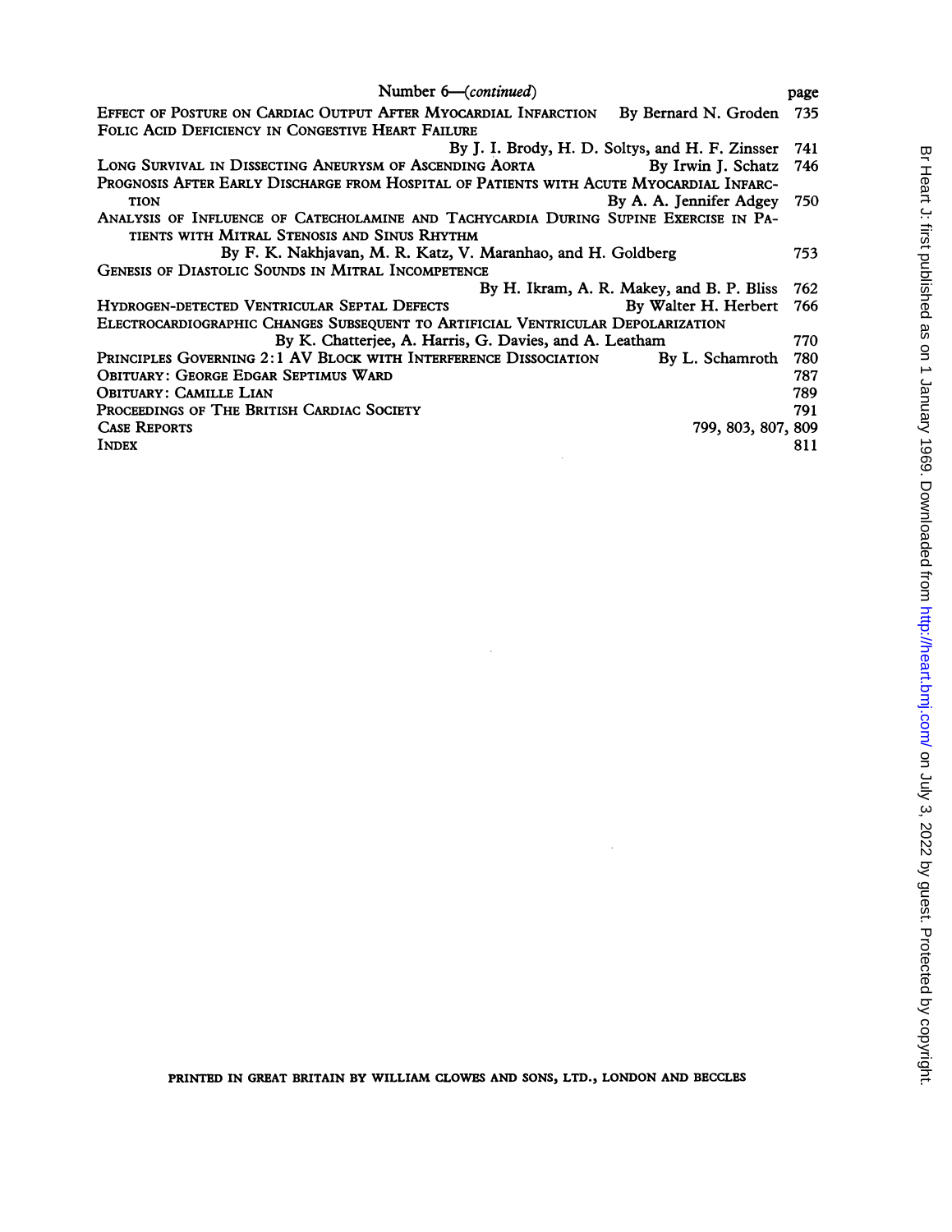Number 6—*(continued)* page

| | |
|---|---|
| Effect of Posture on Cardiac Output After Myocardial Infarction By Bernard N. Groden | 735 |
| Folic Acid Deficiency in Congestive Heart Failure By J. I. Brody, H. D. Soltys, and H. F. Zinsser | 741 |
| Long Survival in Dissecting Aneurysm of Ascending Aorta By Irwin J. Schatz | 746 |
| Prognosis After Early Discharge from Hospital of Patients with Acute Myocardial Infarction By A. A. Jennifer Adgey | 750 |
| Analysis of Influence of Catecholamine and Tachycardia During Supine Exercise in Patients with Mitral Stenosis and Sinus Rhythm By F. K. Nakhjavan, M. R. Katz, V. Maranhao, and H. Goldberg | 753 |
| Genesis of Diastolic Sounds in Mitral Incompetence By H. Ikram, A. R. Makey, and B. P. Bliss | 762 |
| Hydrogen-detected Ventricular Septal Defects By Walter H. Herbert | 766 |
| Electrocardiographic Changes Subsequent to Artificial Ventricular Depolarization By K. Chatterjee, A. Harris, G. Davies, and A. Leatham | 770 |
| Principles Governing 2:1 AV Block with Interference Dissociation By L. Schamroth | 780 |
| Obituary: George Edgar Septimus Ward | 787 |
| Obituary: Camille Lian | 789 |
| Proceedings of The British Cardiac Society | 791 |
| Case Reports | 799, 803, 807, 809 |
| Index | 811 |

PRINTED IN GREAT BRITAIN BY WILLIAM CLOWES AND SONS, LTD., LONDON AND BECCLES